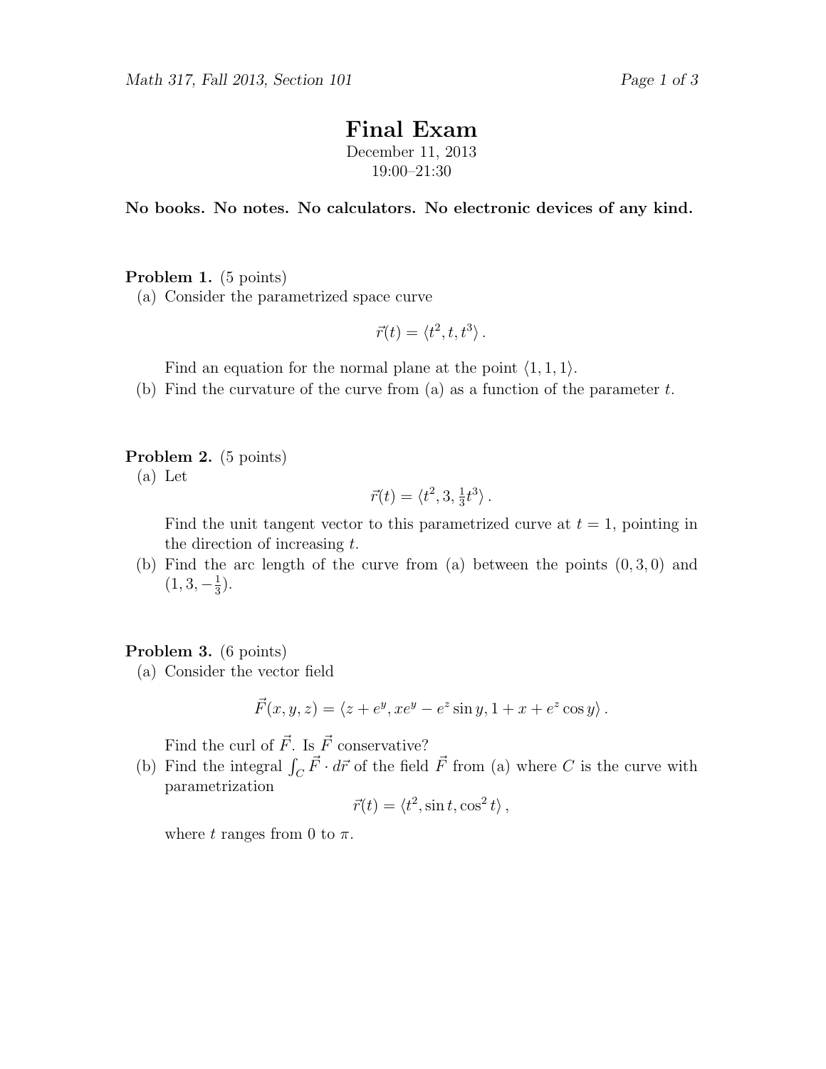# Final Exam

December 11, 2013
19:00–21:30

**No books. No notes. No calculators. No electronic devices of any kind.**

**Problem 1.** (5 points)

(a) Consider the parametrized space curve

$$\vec{r}(t) = \langle t^2, t, t^3 \rangle .$$

Find an equation for the normal plane at the point $\langle 1, 1, 1 \rangle$.

(b) Find the curvature of the curve from (a) as a function of the parameter $t$.

**Problem 2.** (5 points)

(a) Let

$$\vec{r}(t) = \langle t^2, 3, \tfrac{1}{3}t^3 \rangle .$$

Find the unit tangent vector to this parametrized curve at $t = 1$, pointing in the direction of increasing $t$.

(b) Find the arc length of the curve from (a) between the points $(0, 3, 0)$ and $(1, 3, -\frac{1}{3})$.

**Problem 3.** (6 points)

(a) Consider the vector field

$$\vec{F}(x, y, z) = \langle z + e^y, xe^y - e^z \sin y, 1 + x + e^z \cos y \rangle .$$

Find the curl of $\vec{F}$. Is $\vec{F}$ conservative?

(b) Find the integral $\int_C \vec{F} \cdot d\vec{r}$ of the field $\vec{F}$ from (a) where $C$ is the curve with parametrization

$$\vec{r}(t) = \langle t^2, \sin t, \cos^2 t \rangle ,$$

where $t$ ranges from $0$ to $\pi$.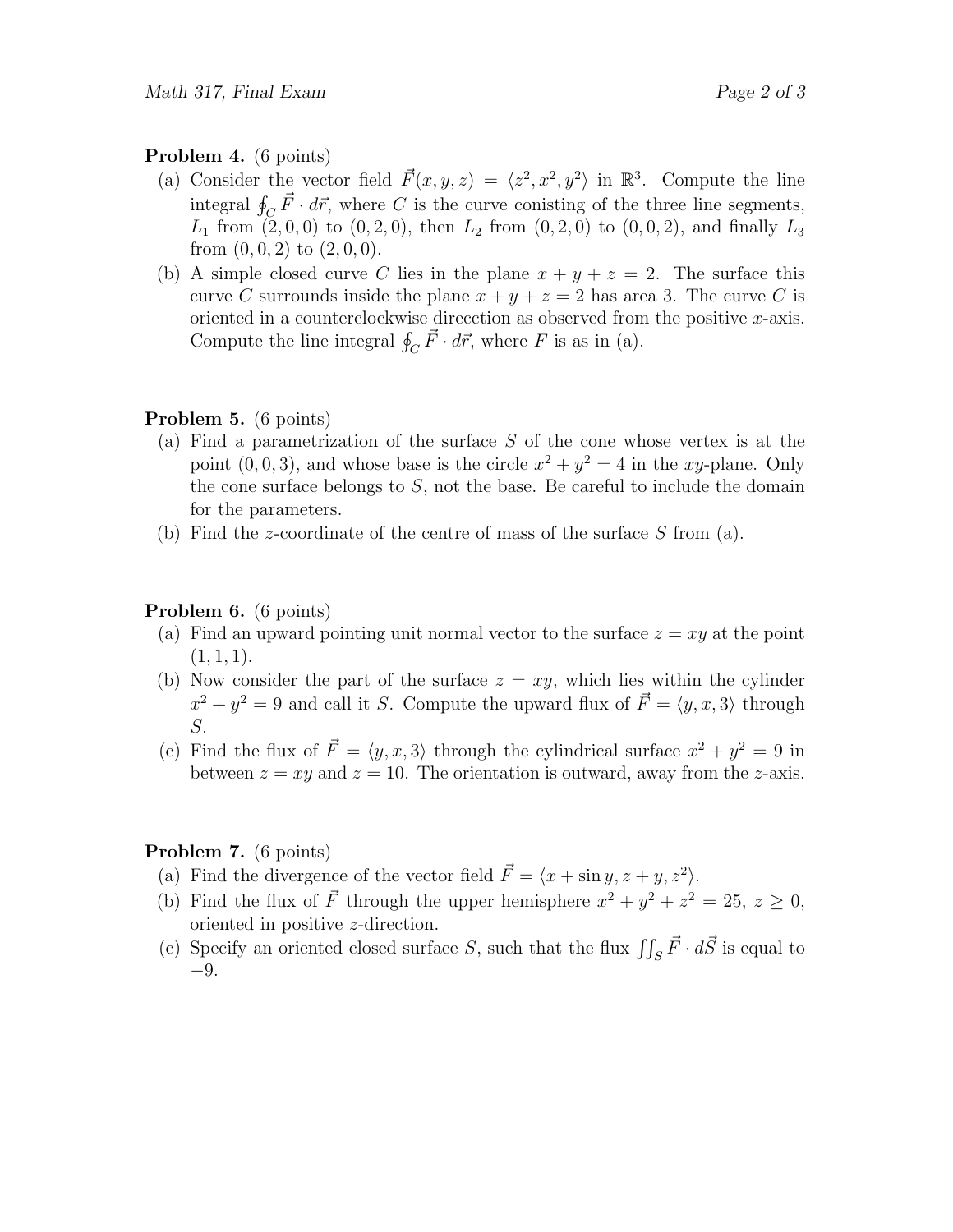**Problem 4.** (6 points)

(a) Consider the vector field $\vec{F}(x, y, z) = \langle z^2, x^2, y^2 \rangle$ in $\mathbb{R}^3$. Compute the line integral $\oint_C \vec{F} \cdot d\vec{r}$, where $C$ is the curve conisting of the three line segments, $L_1$ from $(2, 0, 0)$ to $(0, 2, 0)$, then $L_2$ from $(0, 2, 0)$ to $(0, 0, 2)$, and finally $L_3$ from $(0, 0, 2)$ to $(2, 0, 0)$.

(b) A simple closed curve $C$ lies in the plane $x + y + z = 2$. The surface this curve $C$ surrounds inside the plane $x + y + z = 2$ has area 3. The curve $C$ is oriented in a counterclockwise direcction as observed from the positive $x$-axis. Compute the line integral $\oint_C \vec{F} \cdot d\vec{r}$, where $F$ is as in (a).

**Problem 5.** (6 points)

(a) Find a parametrization of the surface $S$ of the cone whose vertex is at the point $(0, 0, 3)$, and whose base is the circle $x^2 + y^2 = 4$ in the $xy$-plane. Only the cone surface belongs to $S$, not the base. Be careful to include the domain for the parameters.

(b) Find the $z$-coordinate of the centre of mass of the surface $S$ from (a).

**Problem 6.** (6 points)

(a) Find an upward pointing unit normal vector to the surface $z = xy$ at the point $(1, 1, 1)$.

(b) Now consider the part of the surface $z = xy$, which lies within the cylinder $x^2 + y^2 = 9$ and call it $S$. Compute the upward flux of $\vec{F} = \langle y, x, 3 \rangle$ through $S$.

(c) Find the flux of $\vec{F} = \langle y, x, 3 \rangle$ through the cylindrical surface $x^2 + y^2 = 9$ in between $z = xy$ and $z = 10$. The orientation is outward, away from the $z$-axis.

**Problem 7.** (6 points)

(a) Find the divergence of the vector field $\vec{F} = \langle x + \sin y, z + y, z^2 \rangle$.

(b) Find the flux of $\vec{F}$ through the upper hemisphere $x^2 + y^2 + z^2 = 25$, $z \geq 0$, oriented in positive $z$-direction.

(c) Specify an oriented closed surface $S$, such that the flux $\iint_S \vec{F} \cdot d\vec{S}$ is equal to $-9$.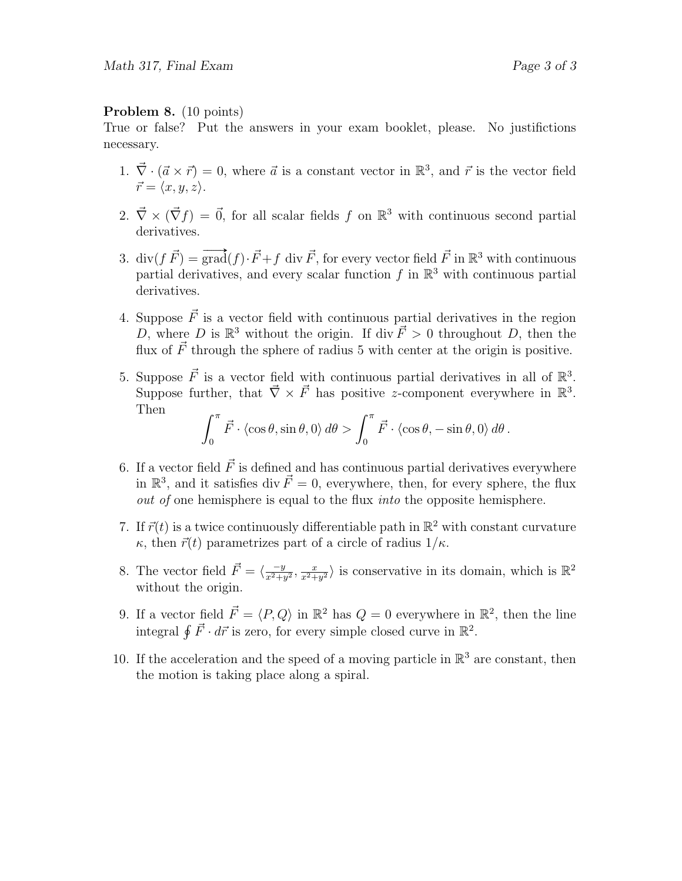**Problem 8.** (10 points)
True or false? Put the answers in your exam booklet, please. No justifictions necessary.

1. $\vec{\nabla} \cdot (\vec{a} \times \vec{r}) = 0$, where $\vec{a}$ is a constant vector in $\mathbb{R}^3$, and $\vec{r}$ is the vector field $\vec{r} = \langle x, y, z \rangle$.

2. $\vec{\nabla} \times (\vec{\nabla} f) = \vec{0}$, for all scalar fields $f$ on $\mathbb{R}^3$ with continuous second partial derivatives.

3. $\operatorname{div}(f\, \vec{F}) = \overrightarrow{\operatorname{grad}}(f) \cdot \vec{F} + f \operatorname{div} \vec{F}$, for every vector field $\vec{F}$ in $\mathbb{R}^3$ with continuous partial derivatives, and every scalar function $f$ in $\mathbb{R}^3$ with continuous partial derivatives.

4. Suppose $\vec{F}$ is a vector field with continuous partial derivatives in the region $D$, where $D$ is $\mathbb{R}^3$ without the origin. If $\operatorname{div} \vec{F} > 0$ throughout $D$, then the flux of $\vec{F}$ through the sphere of radius 5 with center at the origin is positive.

5. Suppose $\vec{F}$ is a vector field with continuous partial derivatives in all of $\mathbb{R}^3$. Suppose further, that $\vec{\nabla} \times \vec{F}$ has positive $z$-component everywhere in $\mathbb{R}^3$. Then
$$\int_0^\pi \vec{F} \cdot \langle \cos\theta, \sin\theta, 0 \rangle \, d\theta > \int_0^\pi \vec{F} \cdot \langle \cos\theta, -\sin\theta, 0 \rangle \, d\theta \,.$$

6. If a vector field $\vec{F}$ is defined and has continuous partial derivatives everywhere in $\mathbb{R}^3$, and it satisfies $\operatorname{div} \vec{F} = 0$, everywhere, then, for every sphere, the flux *out of* one hemisphere is equal to the flux *into* the opposite hemisphere.

7. If $\vec{r}(t)$ is a twice continuously differentiable path in $\mathbb{R}^2$ with constant curvature $\kappa$, then $\vec{r}(t)$ parametrizes part of a circle of radius $1/\kappa$.

8. The vector field $\vec{F} = \langle \frac{-y}{x^2+y^2}, \frac{x}{x^2+y^2} \rangle$ is conservative in its domain, which is $\mathbb{R}^2$ without the origin.

9. If a vector field $\vec{F} = \langle P, Q \rangle$ in $\mathbb{R}^2$ has $Q = 0$ everywhere in $\mathbb{R}^2$, then the line integral $\oint \vec{F} \cdot d\vec{r}$ is zero, for every simple closed curve in $\mathbb{R}^2$.

10. If the acceleration and the speed of a moving particle in $\mathbb{R}^3$ are constant, then the motion is taking place along a spiral.